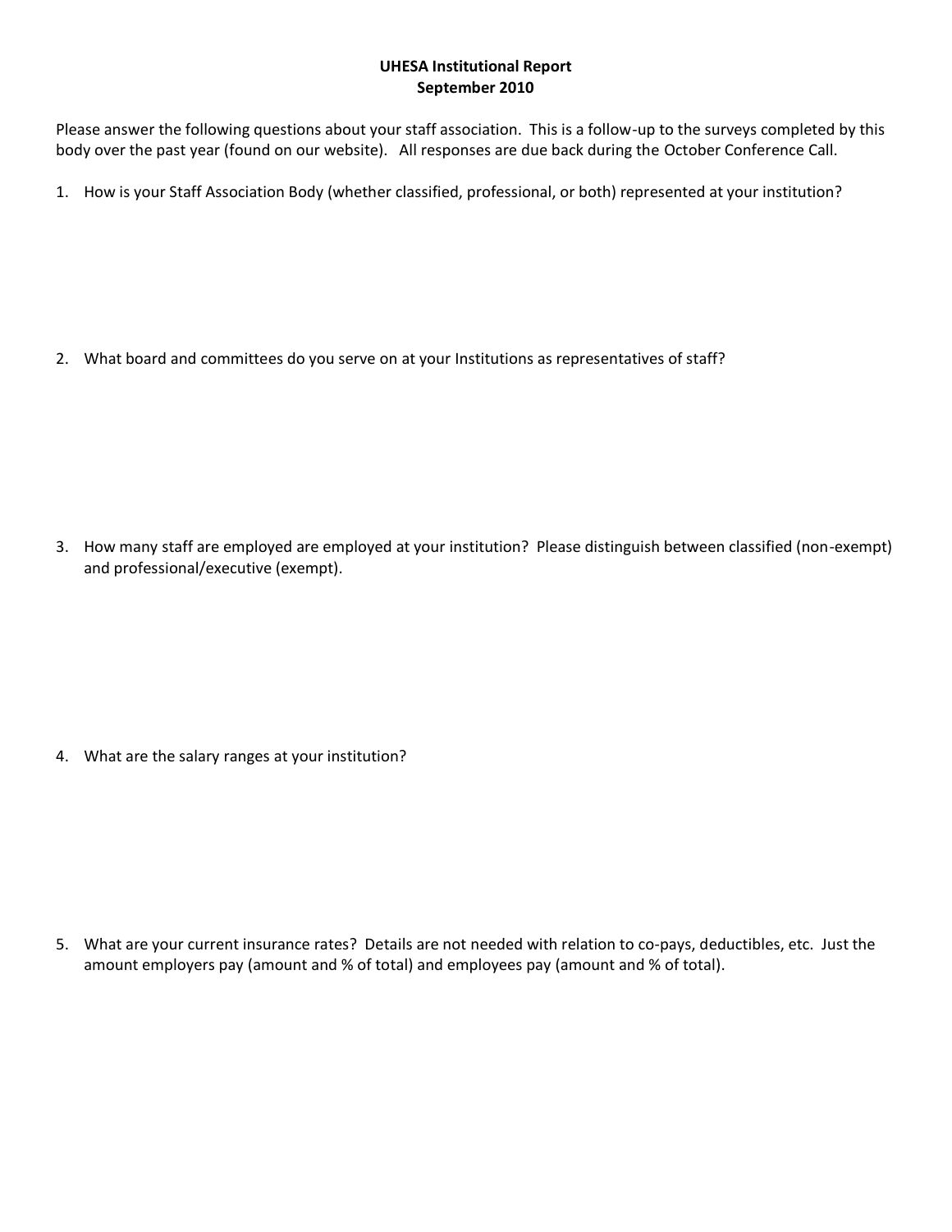**UHESA Institutional Report**
**September 2010**

Please answer the following questions about your staff association. This is a follow-up to the surveys completed by this body over the past year (found on our website). All responses are due back during the October Conference Call.

1. How is your Staff Association Body (whether classified, professional, or both) represented at your institution?

2. What board and committees do you serve on at your Institutions as representatives of staff?

3. How many staff are employed are employed at your institution? Please distinguish between classified (non-exempt) and professional/executive (exempt).

4. What are the salary ranges at your institution?

5. What are your current insurance rates? Details are not needed with relation to co-pays, deductibles, etc. Just the amount employers pay (amount and % of total) and employees pay (amount and % of total).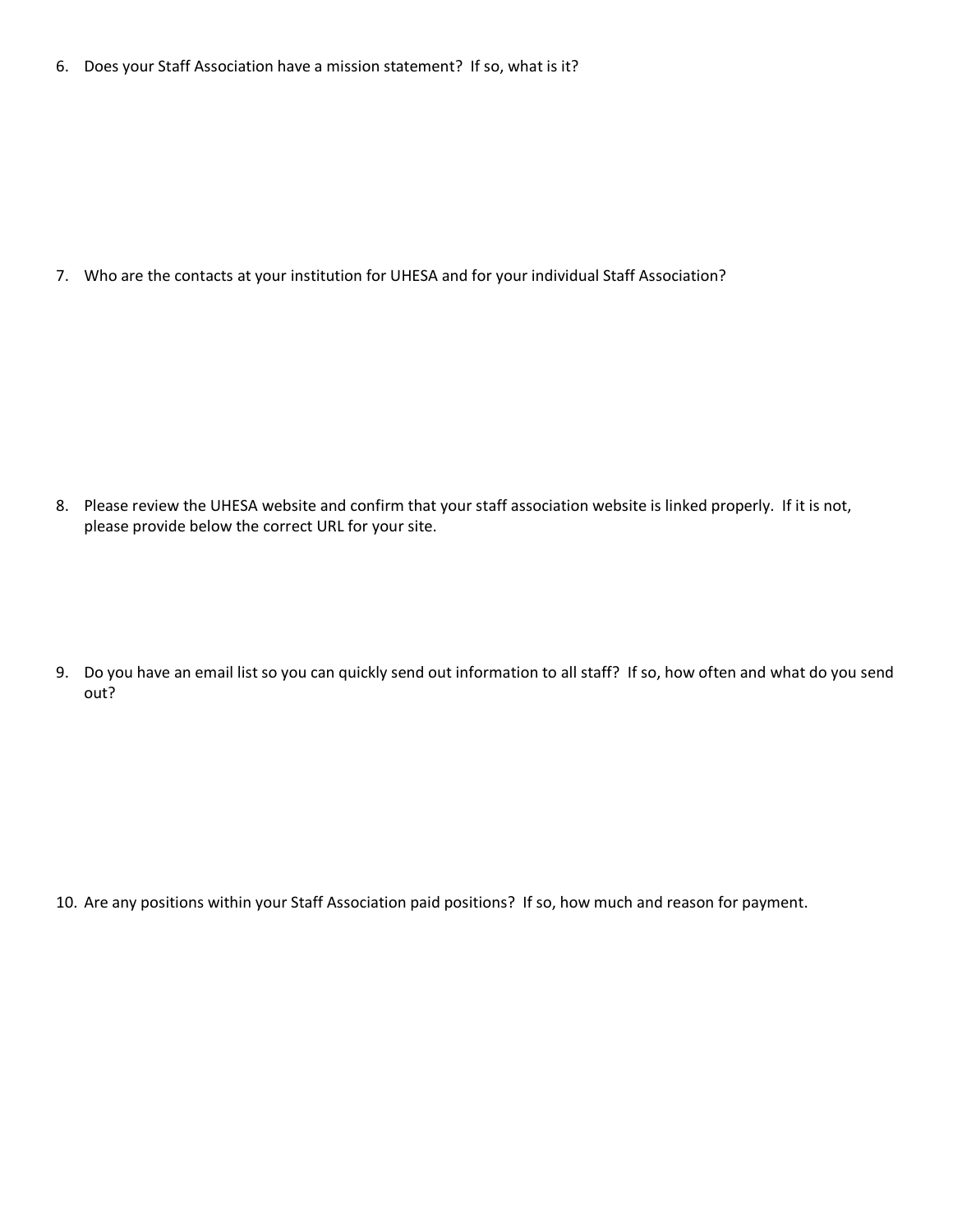6. Does your Staff Association have a mission statement? If so, what is it?

7. Who are the contacts at your institution for UHESA and for your individual Staff Association?

8. Please review the UHESA website and confirm that your staff association website is linked properly. If it is not, please provide below the correct URL for your site.

9. Do you have an email list so you can quickly send out information to all staff? If so, how often and what do you send out?

10. Are any positions within your Staff Association paid positions? If so, how much and reason for payment.